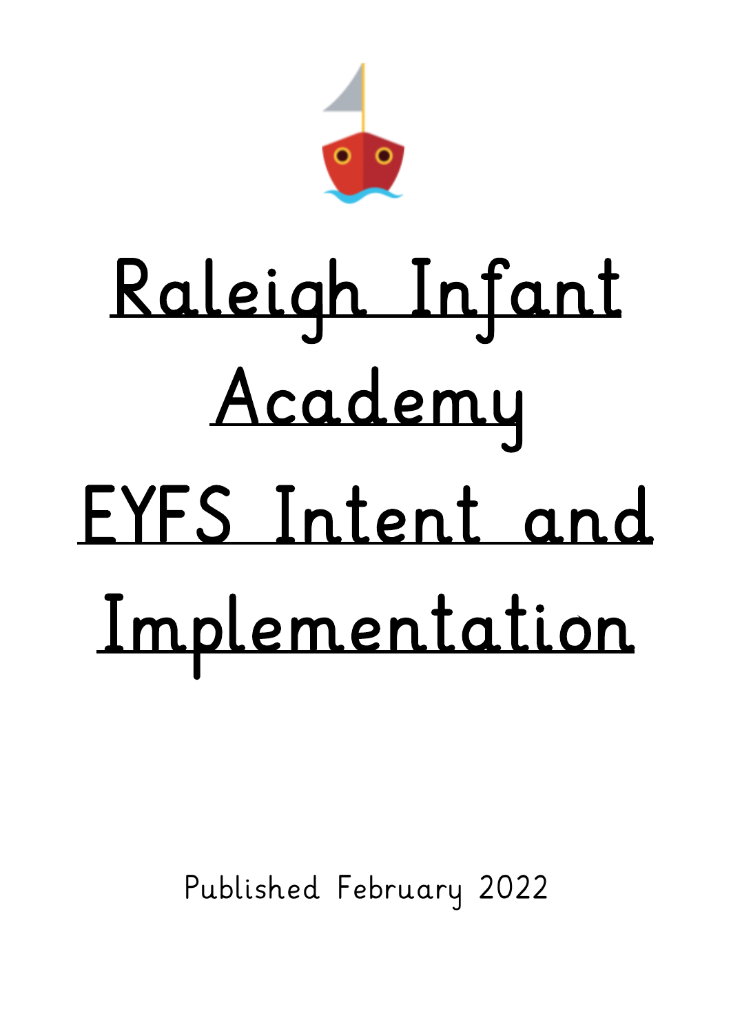# Raleigh Infant Academy EYFS Intent and Implementation

Published February 2022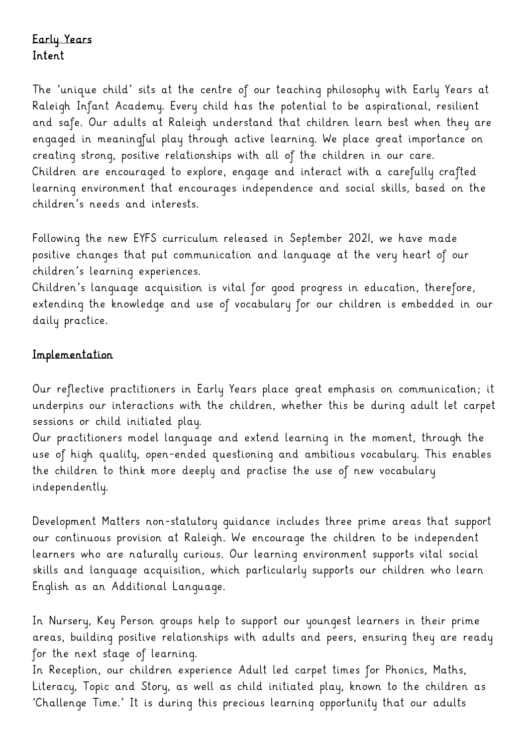## Early Years

**Intent**

The 'unique child' sits at the centre of our teaching philosophy with Early Years at Raleigh Infant Academy. Every child has the potential to be aspirational, resilient and safe. Our adults at Raleigh understand that children learn best when they are engaged in meaningful play through active learning. We place great importance on creating strong, positive relationships with all of the children in our care.
Children are encouraged to explore, engage and interact with a carefully crafted learning environment that encourages independence and social skills, based on the children's needs and interests.

Following the new EYFS curriculum released in September 2021, we have made positive changes that put communication and language at the very heart of our children's learning experiences.
Children's language acquisition is vital for good progress in education, therefore, extending the knowledge and use of vocabulary for our children is embedded in our daily practice.

## Implementation

Our reflective practitioners in Early Years place great emphasis on communication; it underpins our interactions with the children, whether this be during adult let carpet sessions or child initiated play.
Our practitioners model language and extend learning in the moment, through the use of high quality, open-ended questioning and ambitious vocabulary. This enables the children to think more deeply and practise the use of new vocabulary independently.

Development Matters non-statutory guidance includes three prime areas that support our continuous provision at Raleigh. We encourage the children to be independent learners who are naturally curious. Our learning environment supports vital social skills and language acquisition, which particularly supports our children who learn English as an Additional Language.

In Nursery, Key Person groups help to support our youngest learners in their prime areas, building positive relationships with adults and peers, ensuring they are ready for the next stage of learning.
In Reception, our children experience Adult led carpet times for Phonics, Maths, Literacy, Topic and Story, as well as child initiated play, known to the children as 'Challenge Time.' It is during this precious learning opportunity that our adults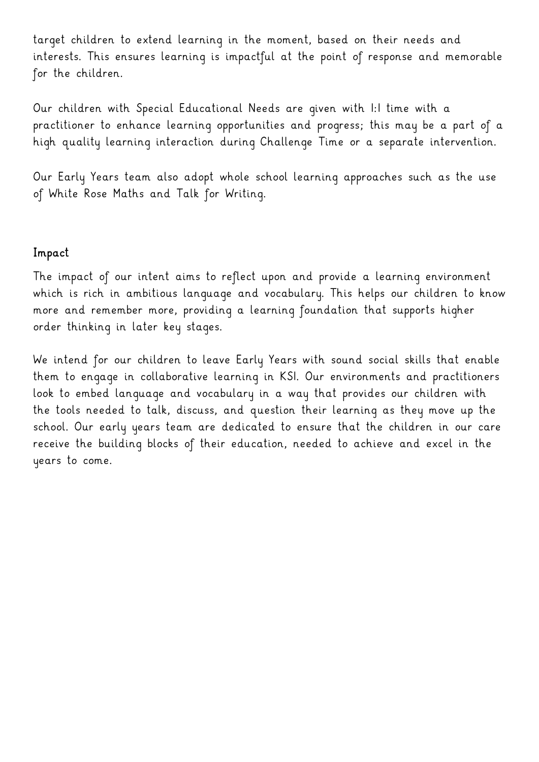target children to extend learning in the moment, based on their needs and interests. This ensures learning is impactful at the point of response and memorable for the children.

Our children with Special Educational Needs are given with 1:1 time with a practitioner to enhance learning opportunities and progress; this may be a part of a high quality learning interaction during Challenge Time or a separate intervention.

Our Early Years team also adopt whole school learning approaches such as the use of White Rose Maths and Talk for Writing.

## Impact

The impact of our intent aims to reflect upon and provide a learning environment which is rich in ambitious language and vocabulary. This helps our children to know more and remember more, providing a learning foundation that supports higher order thinking in later key stages.

We intend for our children to leave Early Years with sound social skills that enable them to engage in collaborative learning in KS1. Our environments and practitioners look to embed language and vocabulary in a way that provides our children with the tools needed to talk, discuss, and question their learning as they move up the school. Our early years team are dedicated to ensure that the children in our care receive the building blocks of their education, needed to achieve and excel in the years to come.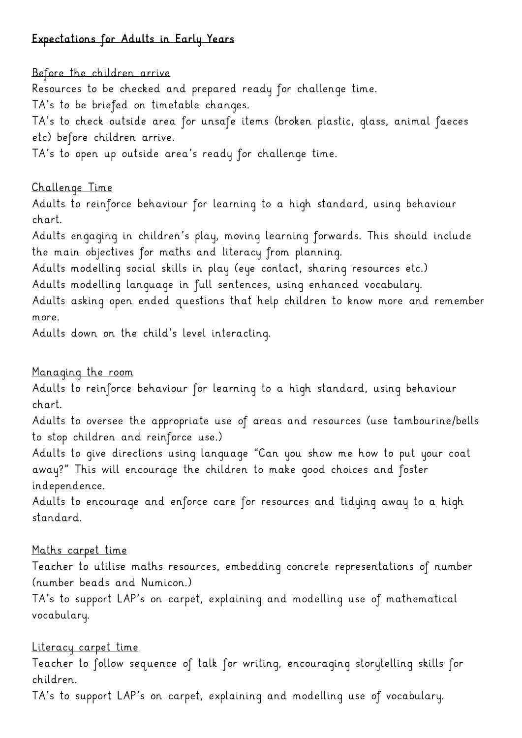# Expectations for Adults in Early Years

## Before the children arrive

Resources to be checked and prepared ready for challenge time.

TA's to be briefed on timetable changes.

TA's to check outside area for unsafe items (broken plastic, glass, animal faeces etc) before children arrive.

TA's to open up outside area's ready for challenge time.

## Challenge Time

Adults to reinforce behaviour for learning to a high standard, using behaviour chart.

Adults engaging in children's play, moving learning forwards. This should include the main objectives for maths and literacy from planning.

Adults modelling social skills in play (eye contact, sharing resources etc.)

Adults modelling language in full sentences, using enhanced vocabulary.

Adults asking open ended questions that help children to know more and remember more.

Adults down on the child's level interacting.

## Managing the room

Adults to reinforce behaviour for learning to a high standard, using behaviour chart.

Adults to oversee the appropriate use of areas and resources (use tambourine/bells to stop children and reinforce use.)

Adults to give directions using language "Can you show me how to put your coat away?" This will encourage the children to make good choices and foster independence.

Adults to encourage and enforce care for resources and tidying away to a high standard.

## Maths carpet time

Teacher to utilise maths resources, embedding concrete representations of number (number beads and Numicon.)

TA's to support LAP's on carpet, explaining and modelling use of mathematical vocabulary.

## Literacy carpet time

Teacher to follow sequence of talk for writing, encouraging storytelling skills for children.

TA's to support LAP's on carpet, explaining and modelling use of vocabulary.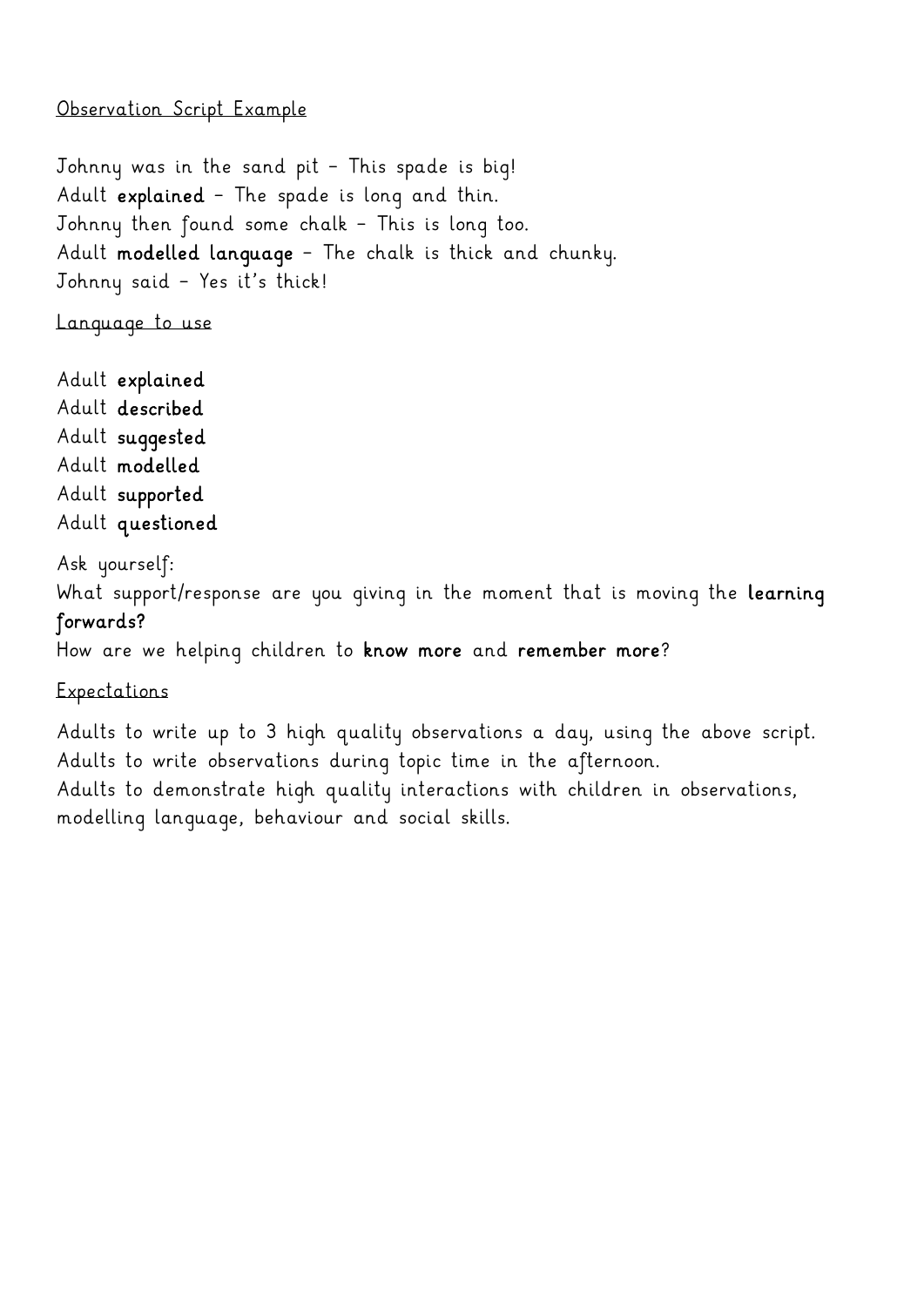<u>Observation Script Example</u>

Johnny was in the sand pit – This spade is big!
Adult **explained** – The spade is long and thin.
Johnny then found some chalk – This is long too.
Adult **modelled language** – The chalk is thick and chunky.
Johnny said – Yes it's thick!

<u>Language to use</u>

Adult **explained**
Adult **described**
Adult **suggested**
Adult **modelled**
Adult **supported**
Adult **questioned**

Ask yourself:
What support/response are you giving in the moment that is moving the **learning forwards?**
How are we helping children to **know more** and **remember more**?

<u>Expectations</u>

Adults to write up to 3 high quality observations a day, using the above script.
Adults to write observations during topic time in the afternoon.
Adults to demonstrate high quality interactions with children in observations, modelling language, behaviour and social skills.